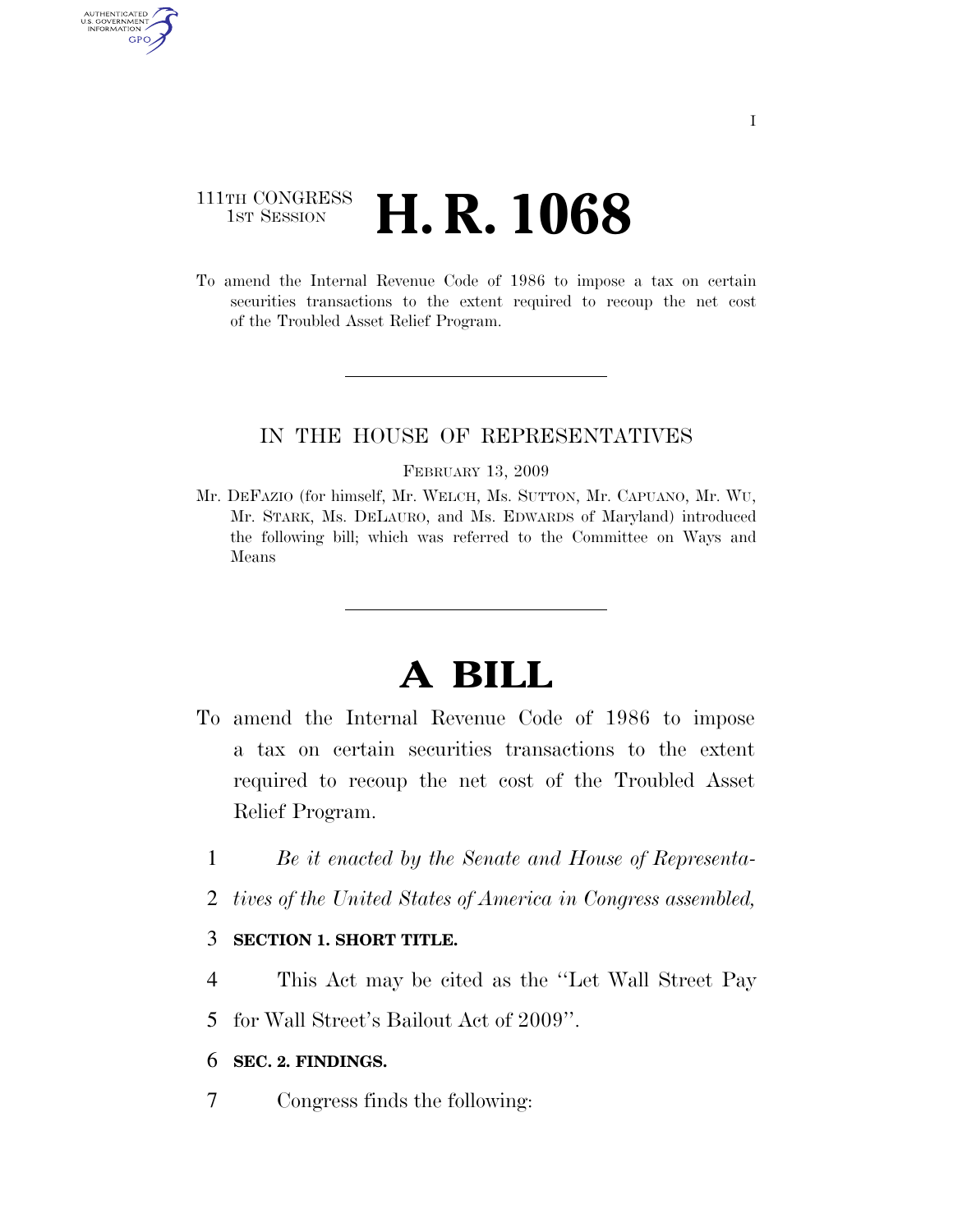111TH CONGRESS
1ST SESSION

# H. R. 1068

To amend the Internal Revenue Code of 1986 to impose a tax on certain securities transactions to the extent required to recoup the net cost of the Troubled Asset Relief Program.

IN THE HOUSE OF REPRESENTATIVES

FEBRUARY 13, 2009

Mr. DEFAZIO (for himself, Mr. WELCH, Ms. SUTTON, Mr. CAPUANO, Mr. WU, Mr. STARK, Ms. DELAURO, and Ms. EDWARDS of Maryland) introduced the following bill; which was referred to the Committee on Ways and Means

# A BILL

To amend the Internal Revenue Code of 1986 to impose a tax on certain securities transactions to the extent required to recoup the net cost of the Troubled Asset Relief Program.

1 *Be it enacted by the Senate and House of Representa-*
2 *tives of the United States of America in Congress assembled,*

3 **SECTION 1. SHORT TITLE.**

4 This Act may be cited as the "Let Wall Street Pay
5 for Wall Street's Bailout Act of 2009".

6 **SEC. 2. FINDINGS.**

7 Congress finds the following: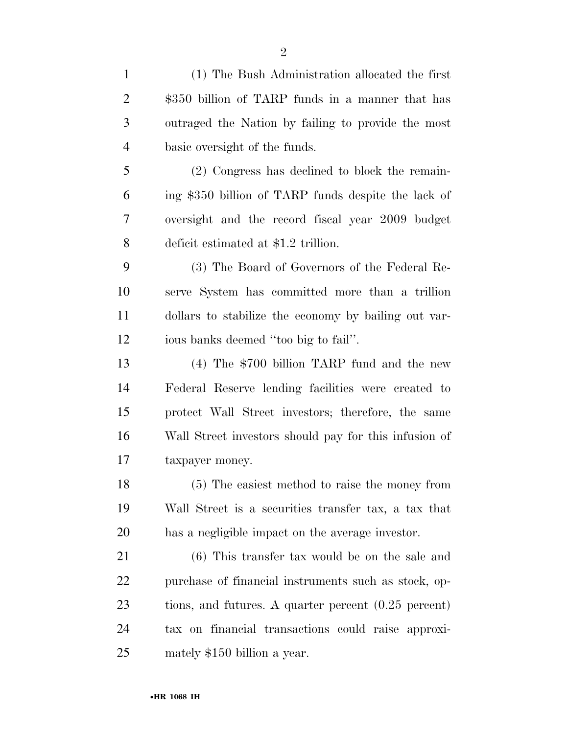(1) The Bush Administration allocated the first $350 billion of TARP funds in a manner that has outraged the Nation by failing to provide the most basic oversight of the funds.

(2) Congress has declined to block the remaining $350 billion of TARP funds despite the lack of oversight and the record fiscal year 2009 budget deficit estimated at $1.2 trillion.

(3) The Board of Governors of the Federal Reserve System has committed more than a trillion dollars to stabilize the economy by bailing out various banks deemed "too big to fail".

(4) The $700 billion TARP fund and the new Federal Reserve lending facilities were created to protect Wall Street investors; therefore, the same Wall Street investors should pay for this infusion of taxpayer money.

(5) The easiest method to raise the money from Wall Street is a securities transfer tax, a tax that has a negligible impact on the average investor.

(6) This transfer tax would be on the sale and purchase of financial instruments such as stock, options, and futures. A quarter percent (0.25 percent) tax on financial transactions could raise approximately $150 billion a year.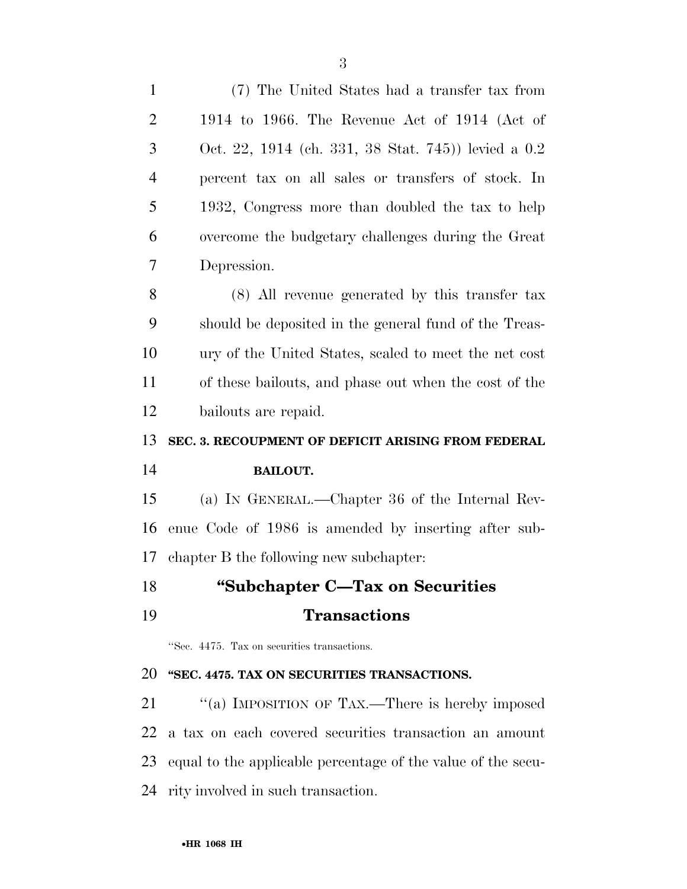(7) The United States had a transfer tax from 1914 to 1966. The Revenue Act of 1914 (Act of Oct. 22, 1914 (ch. 331, 38 Stat. 745)) levied a 0.2 percent tax on all sales or transfers of stock. In 1932, Congress more than doubled the tax to help overcome the budgetary challenges during the Great Depression.

(8) All revenue generated by this transfer tax should be deposited in the general fund of the Treasury of the United States, scaled to meet the net cost of these bailouts, and phase out when the cost of the bailouts are repaid.

**SEC. 3. RECOUPMENT OF DEFICIT ARISING FROM FEDERAL BAILOUT.**

(a) IN GENERAL.—Chapter 36 of the Internal Revenue Code of 1986 is amended by inserting after subchapter B the following new subchapter:

## "Subchapter C—Tax on Securities Transactions

"Sec. 4475. Tax on securities transactions.

**"SEC. 4475. TAX ON SECURITIES TRANSACTIONS.**

"(a) IMPOSITION OF TAX.—There is hereby imposed a tax on each covered securities transaction an amount equal to the applicable percentage of the value of the security involved in such transaction.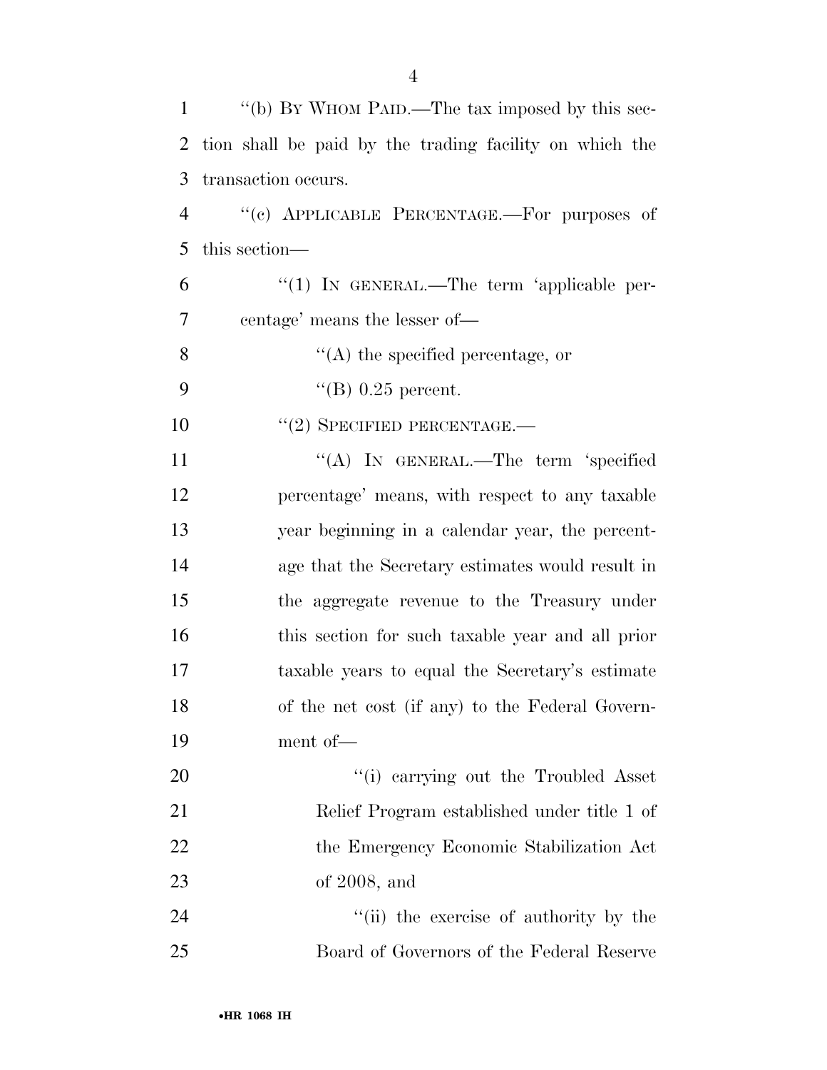"(b) BY WHOM PAID.—The tax imposed by this section shall be paid by the trading facility on which the transaction occurs.

"(c) APPLICABLE PERCENTAGE.—For purposes of this section—

"(1) IN GENERAL.—The term 'applicable percentage' means the lesser of—

"(A) the specified percentage, or

"(B) 0.25 percent.

"(2) SPECIFIED PERCENTAGE.—

"(A) IN GENERAL.—The term 'specified percentage' means, with respect to any taxable year beginning in a calendar year, the percentage that the Secretary estimates would result in the aggregate revenue to the Treasury under this section for such taxable year and all prior taxable years to equal the Secretary's estimate of the net cost (if any) to the Federal Government of—

"(i) carrying out the Troubled Asset Relief Program established under title 1 of the Emergency Economic Stabilization Act of 2008, and

"(ii) the exercise of authority by the Board of Governors of the Federal Reserve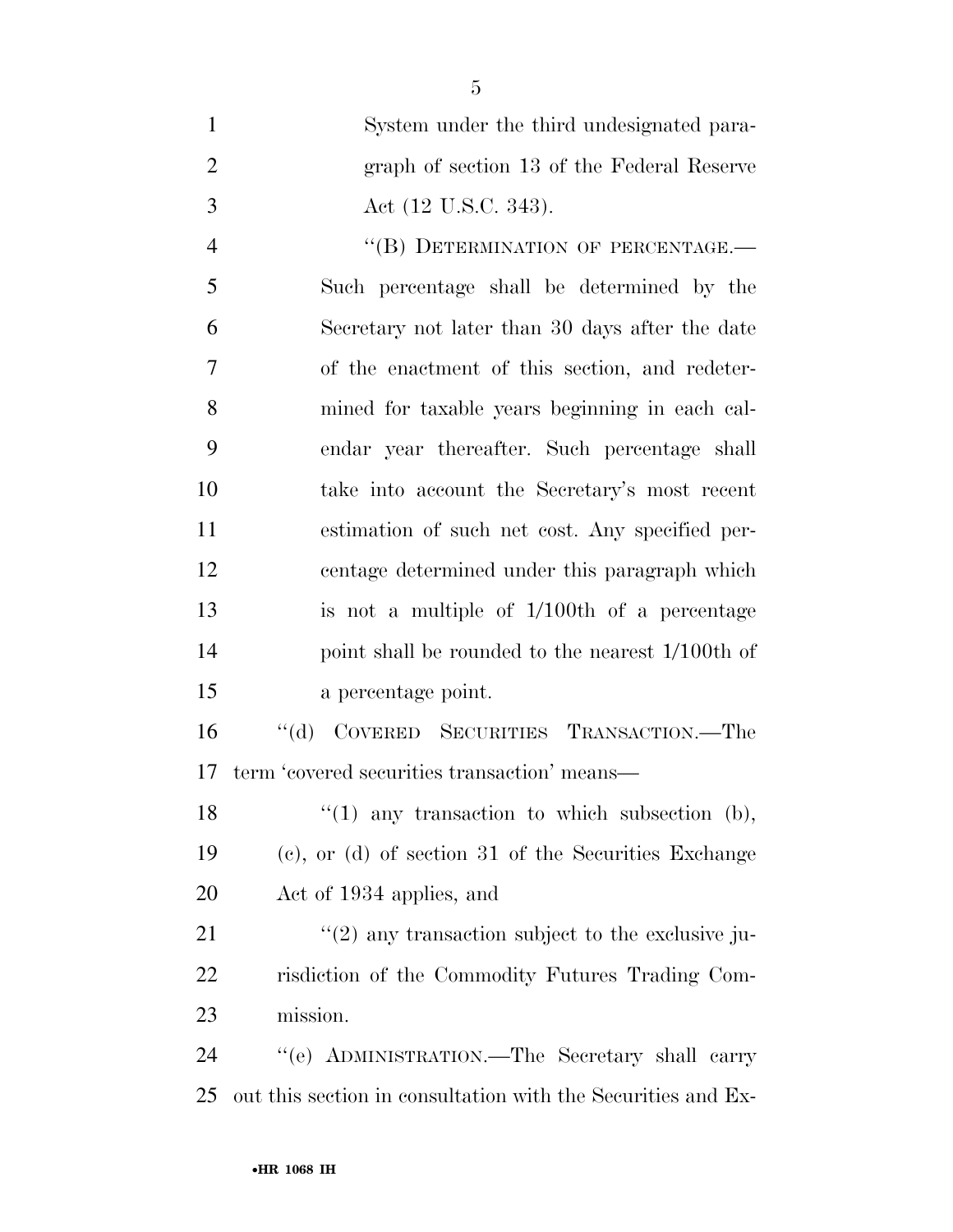System under the third undesignated paragraph of section 13 of the Federal Reserve Act (12 U.S.C. 343).

"(B) DETERMINATION OF PERCENTAGE.—Such percentage shall be determined by the Secretary not later than 30 days after the date of the enactment of this section, and redetermined for taxable years beginning in each calendar year thereafter. Such percentage shall take into account the Secretary's most recent estimation of such net cost. Any specified percentage determined under this paragraph which is not a multiple of 1/100th of a percentage point shall be rounded to the nearest 1/100th of a percentage point.

"(d) COVERED SECURITIES TRANSACTION.—The term 'covered securities transaction' means—

"(1) any transaction to which subsection (b), (c), or (d) of section 31 of the Securities Exchange Act of 1934 applies, and

"(2) any transaction subject to the exclusive jurisdiction of the Commodity Futures Trading Commission.

"(e) ADMINISTRATION.—The Secretary shall carry out this section in consultation with the Securities and Ex-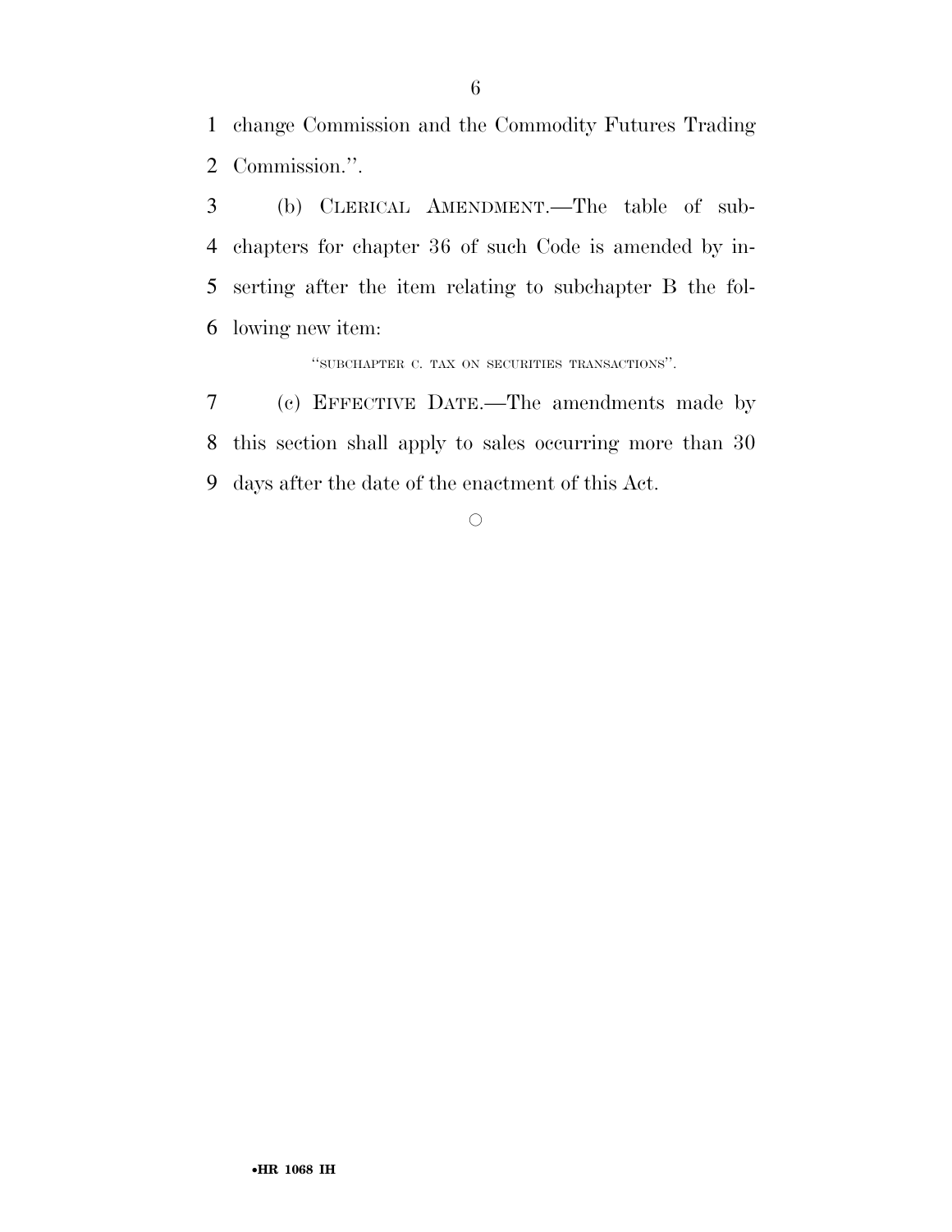change Commission and the Commodity Futures Trading Commission.''.

(b) CLERICAL AMENDMENT.—The table of subchapters for chapter 36 of such Code is amended by inserting after the item relating to subchapter B the following new item:

''SUBCHAPTER C. TAX ON SECURITIES TRANSACTIONS''.

(c) EFFECTIVE DATE.—The amendments made by this section shall apply to sales occurring more than 30 days after the date of the enactment of this Act.

○